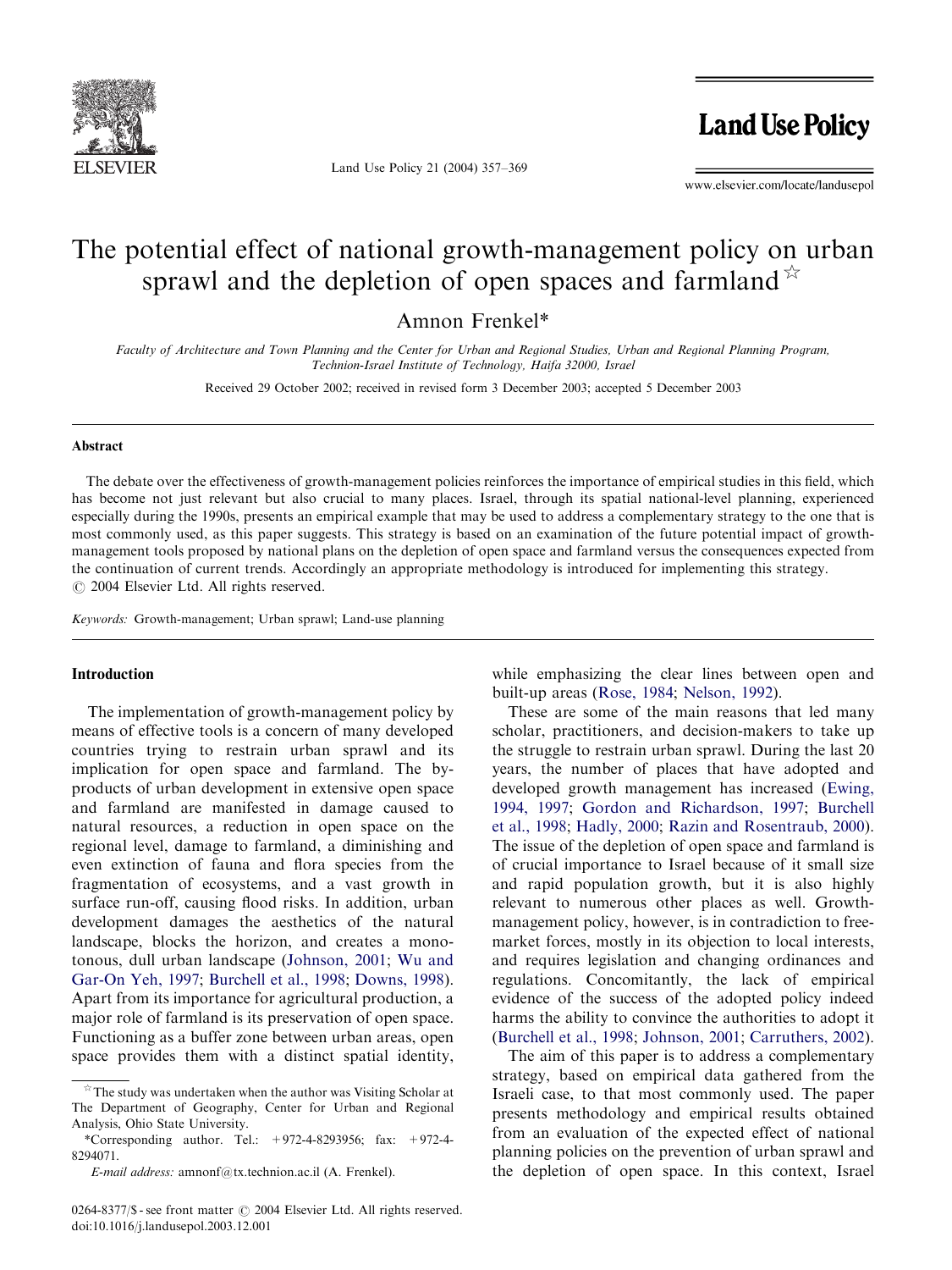# The potential effect of national growth-management policy on urban sprawl and the depletion of open spaces and farmland ☆

Amnon Frenkel*

*Faculty of Architecture and Town Planning and the Center for Urban and Regional Studies, Urban and Regional Planning Program, Technion-Israel Institute of Technology, Haifa 32000, Israel*

Received 29 October 2002; received in revised form 3 December 2003; accepted 5 December 2003

## Abstract

The debate over the effectiveness of growth-management policies reinforces the importance of empirical studies in this field, which has become not just relevant but also crucial to many places. Israel, through its spatial national-level planning, experienced especially during the 1990s, presents an empirical example that may be used to address a complementary strategy to the one that is most commonly used, as this paper suggests. This strategy is based on an examination of the future potential impact of growth-management tools proposed by national plans on the depletion of open space and farmland versus the consequences expected from the continuation of current trends. Accordingly an appropriate methodology is introduced for implementing this strategy.
© 2004 Elsevier Ltd. All rights reserved.

*Keywords:* Growth-management; Urban sprawl; Land-use planning

## Introduction

The implementation of growth-management policy by means of effective tools is a concern of many developed countries trying to restrain urban sprawl and its implication for open space and farmland. The by-products of urban development in extensive open space and farmland are manifested in damage caused to natural resources, a reduction in open space on the regional level, damage to farmland, a diminishing and even extinction of fauna and flora species from the fragmentation of ecosystems, and a vast growth in surface run-off, causing flood risks. In addition, urban development damages the aesthetics of the natural landscape, blocks the horizon, and creates a monotonous, dull urban landscape (Johnson, 2001; Wu and Gar-On Yeh, 1997; Burchell et al., 1998; Downs, 1998). Apart from its importance for agricultural production, a major role of farmland is its preservation of open space. Functioning as a buffer zone between urban areas, open space provides them with a distinct spatial identity, while emphasizing the clear lines between open and built-up areas (Rose, 1984; Nelson, 1992).

These are some of the main reasons that led many scholar, practitioners, and decision-makers to take up the struggle to restrain urban sprawl. During the last 20 years, the number of places that have adopted and developed growth management has increased (Ewing, 1994, 1997; Gordon and Richardson, 1997; Burchell et al., 1998; Hadly, 2000; Razin and Rosentraub, 2000). The issue of the depletion of open space and farmland is of crucial importance to Israel because of it small size and rapid population growth, but it is also highly relevant to numerous other places as well. Growth-management policy, however, is in contradiction to free-market forces, mostly in its objection to local interests, and requires legislation and changing ordinances and regulations. Concomitantly, the lack of empirical evidence of the success of the adopted policy indeed harms the ability to convince the authorities to adopt it (Burchell et al., 1998; Johnson, 2001; Carruthers, 2002).

The aim of this paper is to address a complementary strategy, based on empirical data gathered from the Israeli case, to that most commonly used. The paper presents methodology and empirical results obtained from an evaluation of the expected effect of national planning policies on the prevention of urban sprawl and the depletion of open space. In this context, Israel

☆ The study was undertaken when the author was Visiting Scholar at The Department of Geography, Center for Urban and Regional Analysis, Ohio State University.

*Corresponding author. Tel.: +972-4-8293956; fax: +972-4-8294071.

*E-mail address:* amnonf@tx.technion.ac.il (A. Frenkel).

0264-8377/$ - see front matter © 2004 Elsevier Ltd. All rights reserved.
doi:10.1016/j.landusepol.2003.12.001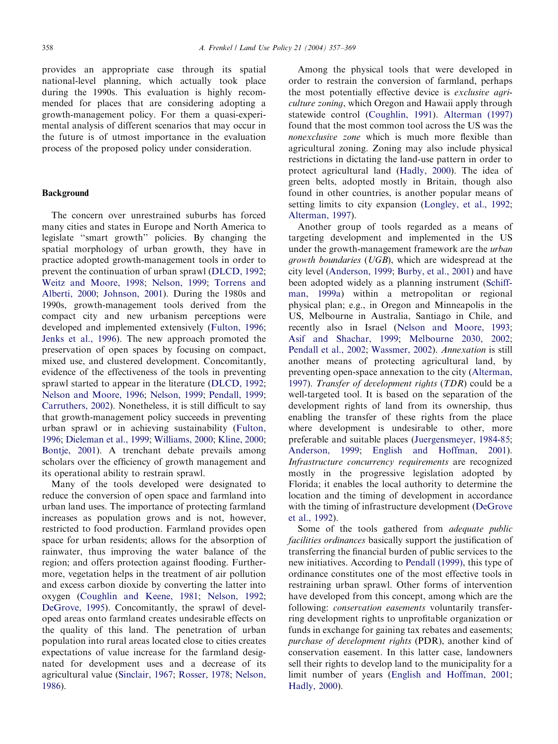provides an appropriate case through its spatial national-level planning, which actually took place during the 1990s. This evaluation is highly recommended for places that are considering adopting a growth-management policy. For them a quasi-experimental analysis of different scenarios that may occur in the future is of utmost importance in the evaluation process of the proposed policy under consideration.

## Background

The concern over unrestrained suburbs has forced many cities and states in Europe and North America to legislate ''smart growth'' policies. By changing the spatial morphology of urban growth, they have in practice adopted growth-management tools in order to prevent the continuation of urban sprawl (DLCD, 1992; Weitz and Moore, 1998; Nelson, 1999; Torrens and Alberti, 2000; Johnson, 2001). During the 1980s and 1990s, growth-management tools derived from the compact city and new urbanism perceptions were developed and implemented extensively (Fulton, 1996; Jenks et al., 1996). The new approach promoted the preservation of open spaces by focusing on compact, mixed use, and clustered development. Concomitantly, evidence of the effectiveness of the tools in preventing sprawl started to appear in the literature (DLCD, 1992; Nelson and Moore, 1996; Nelson, 1999; Pendall, 1999; Carruthers, 2002). Nonetheless, it is still difficult to say that growth-management policy succeeds in preventing urban sprawl or in achieving sustainability (Fulton, 1996; Dieleman et al., 1999; Williams, 2000; Kline, 2000; Bontje, 2001). A trenchant debate prevails among scholars over the efficiency of growth management and its operational ability to restrain sprawl.

Many of the tools developed were designated to reduce the conversion of open space and farmland into urban land uses. The importance of protecting farmland increases as population grows and is not, however, restricted to food production. Farmland provides open space for urban residents; allows for the absorption of rainwater, thus improving the water balance of the region; and offers protection against flooding. Furthermore, vegetation helps in the treatment of air pollution and excess carbon dioxide by converting the latter into oxygen (Coughlin and Keene, 1981; Nelson, 1992; DeGrove, 1995). Concomitantly, the sprawl of developed areas onto farmland creates undesirable effects on the quality of this land. The penetration of urban population into rural areas located close to cities creates expectations of value increase for the farmland designated for development uses and a decrease of its agricultural value (Sinclair, 1967; Rosser, 1978; Nelson, 1986).

Among the physical tools that were developed in order to restrain the conversion of farmland, perhaps the most potentially effective device is *exclusive agriculture zoning*, which Oregon and Hawaii apply through statewide control (Coughlin, 1991). Alterman (1997) found that the most common tool across the US was the *nonexclusive zone* which is much more flexible than agricultural zoning. Zoning may also include physical restrictions in dictating the land-use pattern in order to protect agricultural land (Hadly, 2000). The idea of green belts, adopted mostly in Britain, though also found in other countries, is another popular means of setting limits to city expansion (Longley, et al., 1992; Alterman, 1997).

Another group of tools regarded as a means of targeting development and implemented in the US under the growth-management framework are the *urban growth boundaries* (*UGB*), which are widespread at the city level (Anderson, 1999; Burby, et al., 2001) and have been adopted widely as a planning instrument (Schiffman, 1999a) within a metropolitan or regional physical plan; e.g., in Oregon and Minneapolis in the US, Melbourne in Australia, Santiago in Chile, and recently also in Israel (Nelson and Moore, 1993; Asif and Shachar, 1999; Melbourne 2030, 2002; Pendall et al., 2002; Wassmer, 2002). *Annexation* is still another means of protecting agricultural land, by preventing open-space annexation to the city (Alterman, 1997). *Transfer of development rights* (*TDR*) could be a well-targeted tool. It is based on the separation of the development rights of land from its ownership, thus enabling the transfer of these rights from the place where development is undesirable to other, more preferable and suitable places (Juergensmeyer, 1984-85; Anderson, 1999; English and Hoffman, 2001). *Infrastructure concurrency requirements* are recognized mostly in the progressive legislation adopted by Florida; it enables the local authority to determine the location and the timing of development in accordance with the timing of infrastructure development (DeGrove et al., 1992).

Some of the tools gathered from *adequate public facilities ordinances* basically support the justification of transferring the financial burden of public services to the new initiatives. According to Pendall (1999), this type of ordinance constitutes one of the most effective tools in restraining urban sprawl. Other forms of intervention have developed from this concept, among which are the following: *conservation easements* voluntarily transferring development rights to unprofitable organization or funds in exchange for gaining tax rebates and easements; *purchase of development rights* (PDR), another kind of conservation easement. In this latter case, landowners sell their rights to develop land to the municipality for a limit number of years (English and Hoffman, 2001; Hadly, 2000).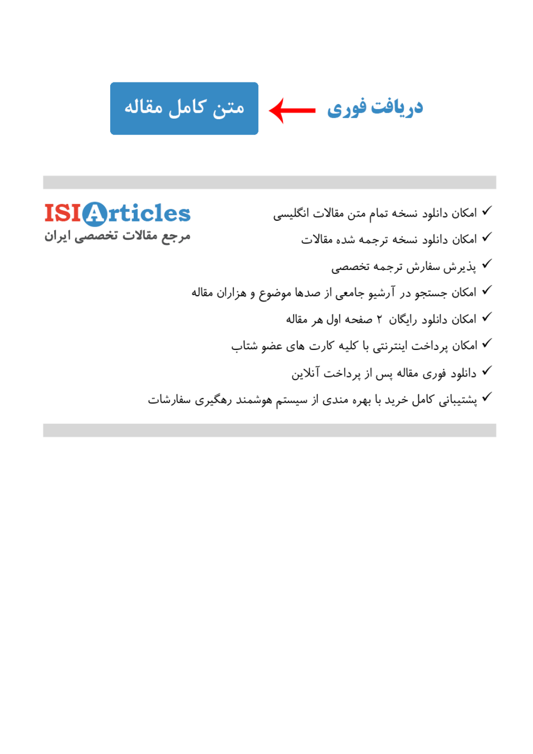دریافت فوری ← **متن کامل مقاله**

**ISIArticles**

مرجع مقالات تخصصی ایران

- ✓ امکان دانلود نسخه تمام متن مقالات انگلیسی
- ✓ امکان دانلود نسخه ترجمه شده مقالات
- ✓ پذیرش سفارش ترجمه تخصصی
- ✓ امکان جستجو در آرشیو جامعی از صدها موضوع و هزاران مقاله
- ✓ امکان دانلود رایگان ۲ صفحه اول هر مقاله
- ✓ امکان پرداخت اینترنتی با کلیه کارت های عضو شتاب
- ✓ دانلود فوری مقاله پس از پرداخت آنلاین
- ✓ پشتیبانی کامل خرید با بهره مندی از سیستم هوشمند رهگیری سفارشات